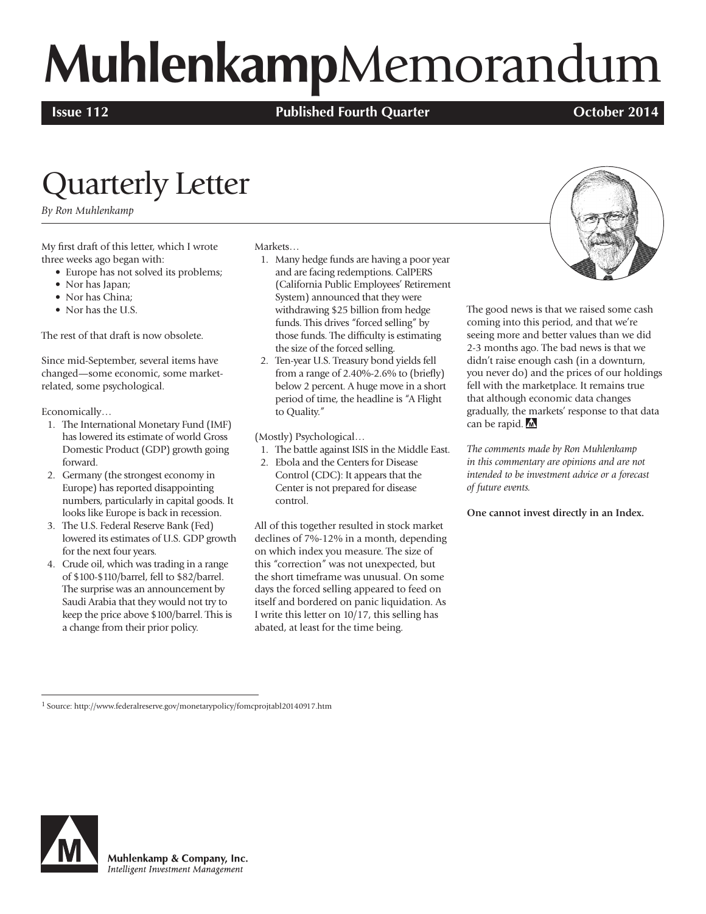# MuhlenkampMemorandum

**Issue 112** **Published Fourth Quarter** **October 2014**

## Quarterly Letter

*By Ron Muhlenkamp*

My first draft of this letter, which I wrote three weeks ago began with:

- Europe has not solved its problems;
- Nor has Japan;
- Nor has China;
- Nor has the U.S.

The rest of that draft is now obsolete.

Since mid-September, several items have changed—some economic, some market-related, some psychological.

Economically…

1. The International Monetary Fund (IMF) has lowered its estimate of world Gross Domestic Product (GDP) growth going forward.
2. Germany (the strongest economy in Europe) has reported disappointing numbers, particularly in capital goods. It looks like Europe is back in recession.
3. The U.S. Federal Reserve Bank (Fed) lowered its estimates of U.S. GDP growth for the next four years.
4. Crude oil, which was trading in a range of \$100-\$110/barrel, fell to \$82/barrel. The surprise was an announcement by Saudi Arabia that they would not try to keep the price above \$100/barrel. This is a change from their prior policy.

Markets…

1. Many hedge funds are having a poor year and are facing redemptions. CalPERS (California Public Employees' Retirement System) announced that they were withdrawing \$25 billion from hedge funds. This drives "forced selling" by those funds. The difficulty is estimating the size of the forced selling.
2. Ten-year U.S. Treasury bond yields fell from a range of 2.40%-2.6% to (briefly) below 2 percent. A huge move in a short period of time, the headline is "A Flight to Quality."

(Mostly) Psychological…

1. The battle against ISIS in the Middle East.
2. Ebola and the Centers for Disease Control (CDC): It appears that the Center is not prepared for disease control.

All of this together resulted in stock market declines of 7%-12% in a month, depending on which index you measure. The size of this "correction" was not unexpected, but the short timeframe was unusual. On some days the forced selling appeared to feed on itself and bordered on panic liquidation. As I write this letter on 10/17, this selling has abated, at least for the time being.

The good news is that we raised some cash coming into this period, and that we're seeing more and better values than we did 2-3 months ago. The bad news is that we didn't raise enough cash (in a downturn, you never do) and the prices of our holdings fell with the marketplace. It remains true that although economic data changes gradually, the markets' response to that data can be rapid.

*The comments made by Ron Muhlenkamp in this commentary are opinions and are not intended to be investment advice or a forecast of future events.*

**One cannot invest directly in an Index.**

[1] Source: http://www.federalreserve.gov/monetarypolicy/fomcprojtabl20140917.htm

Muhlenkamp & Company, Inc.
*Intelligent Investment Management*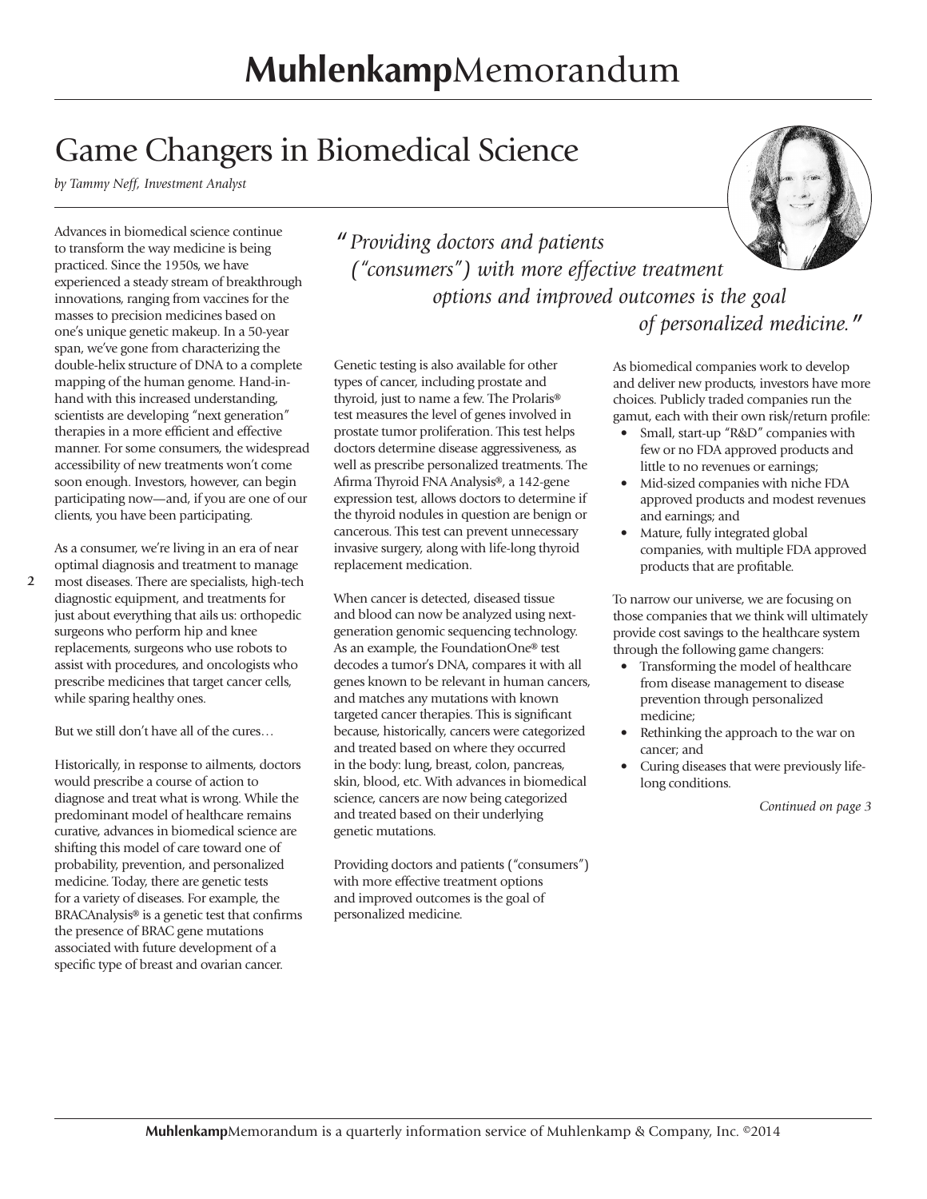# Game Changers in Biomedical Science

*by Tammy Neff, Investment Analyst*

Advances in biomedical science continue to transform the way medicine is being practiced. Since the 1950s, we have experienced a steady stream of breakthrough innovations, ranging from vaccines for the masses to precision medicines based on one's unique genetic makeup. In a 50-year span, we've gone from characterizing the double-helix structure of DNA to a complete mapping of the human genome. Hand-in-hand with this increased understanding, scientists are developing "next generation" therapies in a more efficient and effective manner. For some consumers, the widespread accessibility of new treatments won't come soon enough. Investors, however, can begin participating now—and, if you are one of our clients, you have been participating.

As a consumer, we're living in an era of near optimal diagnosis and treatment to manage most diseases. There are specialists, high-tech diagnostic equipment, and treatments for just about everything that ails us: orthopedic surgeons who perform hip and knee replacements, surgeons who use robots to assist with procedures, and oncologists who prescribe medicines that target cancer cells, while sparing healthy ones.

But we still don't have all of the cures…

Historically, in response to ailments, doctors would prescribe a course of action to diagnose and treat what is wrong. While the predominant model of healthcare remains curative, advances in biomedical science are shifting this model of care toward one of probability, prevention, and personalized medicine. Today, there are genetic tests for a variety of diseases. For example, the BRACAnalysis® is a genetic test that confirms the presence of BRAC gene mutations associated with future development of a specific type of breast and ovarian cancer.

> *"Providing doctors and patients ("consumers") with more effective treatment options and improved outcomes is the goal of personalized medicine."*

Genetic testing is also available for other types of cancer, including prostate and thyroid, just to name a few. The Prolaris® test measures the level of genes involved in prostate tumor proliferation. This test helps doctors determine disease aggressiveness, as well as prescribe personalized treatments. The Afirma Thyroid FNA Analysis®, a 142-gene expression test, allows doctors to determine if the thyroid nodules in question are benign or cancerous. This test can prevent unnecessary invasive surgery, along with life-long thyroid replacement medication.

When cancer is detected, diseased tissue and blood can now be analyzed using next-generation genomic sequencing technology. As an example, the FoundationOne® test decodes a tumor's DNA, compares it with all genes known to be relevant in human cancers, and matches any mutations with known targeted cancer therapies. This is significant because, historically, cancers were categorized and treated based on where they occurred in the body: lung, breast, colon, pancreas, skin, blood, etc. With advances in biomedical science, cancers are now being categorized and treated based on their underlying genetic mutations.

Providing doctors and patients ("consumers") with more effective treatment options and improved outcomes is the goal of personalized medicine.

As biomedical companies work to develop and deliver new products, investors have more choices. Publicly traded companies run the gamut, each with their own risk/return profile:

- Small, start-up "R&D" companies with few or no FDA approved products and little to no revenues or earnings;
- Mid-sized companies with niche FDA approved products and modest revenues and earnings; and
- Mature, fully integrated global companies, with multiple FDA approved products that are profitable.

To narrow our universe, we are focusing on those companies that we think will ultimately provide cost savings to the healthcare system through the following game changers:

- Transforming the model of healthcare from disease management to disease prevention through personalized medicine;
- Rethinking the approach to the war on cancer; and
- Curing diseases that were previously life-long conditions.

*Continued on page 3*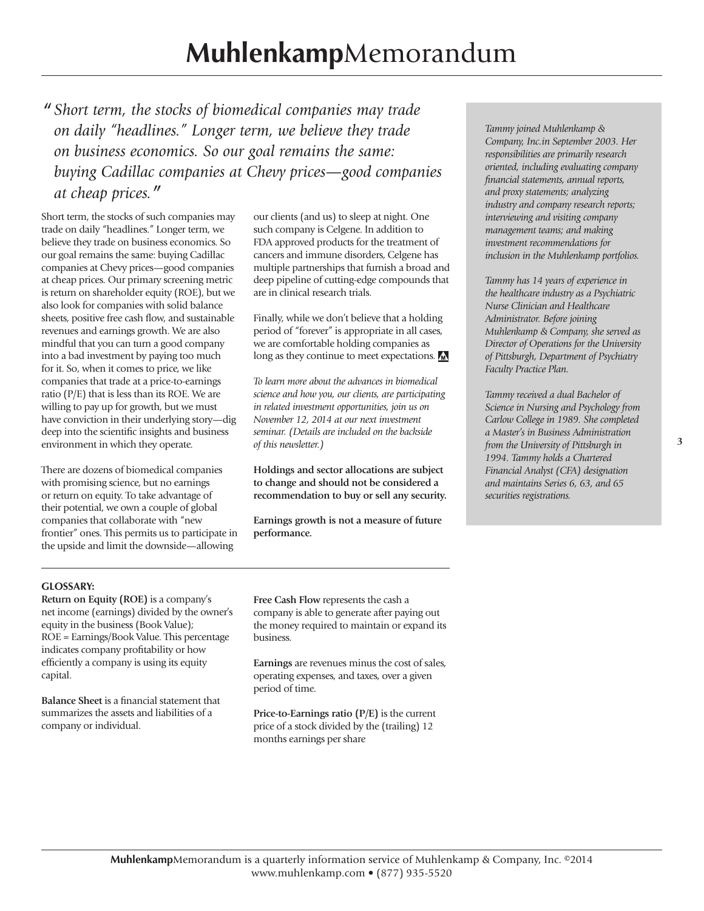*"Short term, the stocks of biomedical companies may trade on daily "headlines." Longer term, we believe they trade on business economics. So our goal remains the same: buying Cadillac companies at Chevy prices—good companies at cheap prices."*

Short term, the stocks of such companies may trade on daily "headlines." Longer term, we believe they trade on business economics. So our goal remains the same: buying Cadillac companies at Chevy prices—good companies at cheap prices. Our primary screening metric is return on shareholder equity (ROE), but we also look for companies with solid balance sheets, positive free cash flow, and sustainable revenues and earnings growth. We are also mindful that you can turn a good company into a bad investment by paying too much for it. So, when it comes to price, we like companies that trade at a price-to-earnings ratio (P/E) that is less than its ROE. We are willing to pay up for growth, but we must have conviction in their underlying story—dig deep into the scientific insights and business environment in which they operate.

There are dozens of biomedical companies with promising science, but no earnings or return on equity. To take advantage of their potential, we own a couple of global companies that collaborate with "new frontier" ones. This permits us to participate in the upside and limit the downside—allowing our clients (and us) to sleep at night. One such company is Celgene. In addition to FDA approved products for the treatment of cancers and immune disorders, Celgene has multiple partnerships that furnish a broad and deep pipeline of cutting-edge compounds that are in clinical research trials.

Finally, while we don't believe that a holding period of "forever" is appropriate in all cases, we are comfortable holding companies as long as they continue to meet expectations.

*To learn more about the advances in biomedical science and how you, our clients, are participating in related investment opportunities, join us on November 12, 2014 at our next investment seminar. (Details are included on the backside of this newsletter.)*

**Holdings and sector allocations are subject to change and should not be considered a recommendation to buy or sell any security.**

**Earnings growth is not a measure of future performance.**

*Tammy joined Muhlenkamp & Company, Inc.in September 2003. Her responsibilities are primarily research oriented, including evaluating company financial statements, annual reports, and proxy statements; analyzing industry and company research reports; interviewing and visiting company management teams; and making investment recommendations for inclusion in the Muhlenkamp portfolios.*

*Tammy has 14 years of experience in the healthcare industry as a Psychiatric Nurse Clinician and Healthcare Administrator. Before joining Muhlenkamp & Company, she served as Director of Operations for the University of Pittsburgh, Department of Psychiatry Faculty Practice Plan.*

*Tammy received a dual Bachelor of Science in Nursing and Psychology from Carlow College in 1989. She completed a Master's in Business Administration from the University of Pittsburgh in 1994. Tammy holds a Chartered Financial Analyst (CFA) designation and maintains Series 6, 63, and 65 securities registrations.*

**GLOSSARY:**

**Return on Equity (ROE)** is a company's net income (earnings) divided by the owner's equity in the business (Book Value); ROE = Earnings/Book Value. This percentage indicates company profitability or how efficiently a company is using its equity capital.

**Balance Sheet** is a financial statement that summarizes the assets and liabilities of a company or individual.

**Free Cash Flow** represents the cash a company is able to generate after paying out the money required to maintain or expand its business.

**Earnings** are revenues minus the cost of sales, operating expenses, and taxes, over a given period of time.

**Price-to-Earnings ratio (P/E)** is the current price of a stock divided by the (trailing) 12 months earnings per share

**Muhlenkamp**Memorandum is a quarterly information service of Muhlenkamp & Company, Inc. ©2014
www.muhlenkamp.com • (877) 935-5520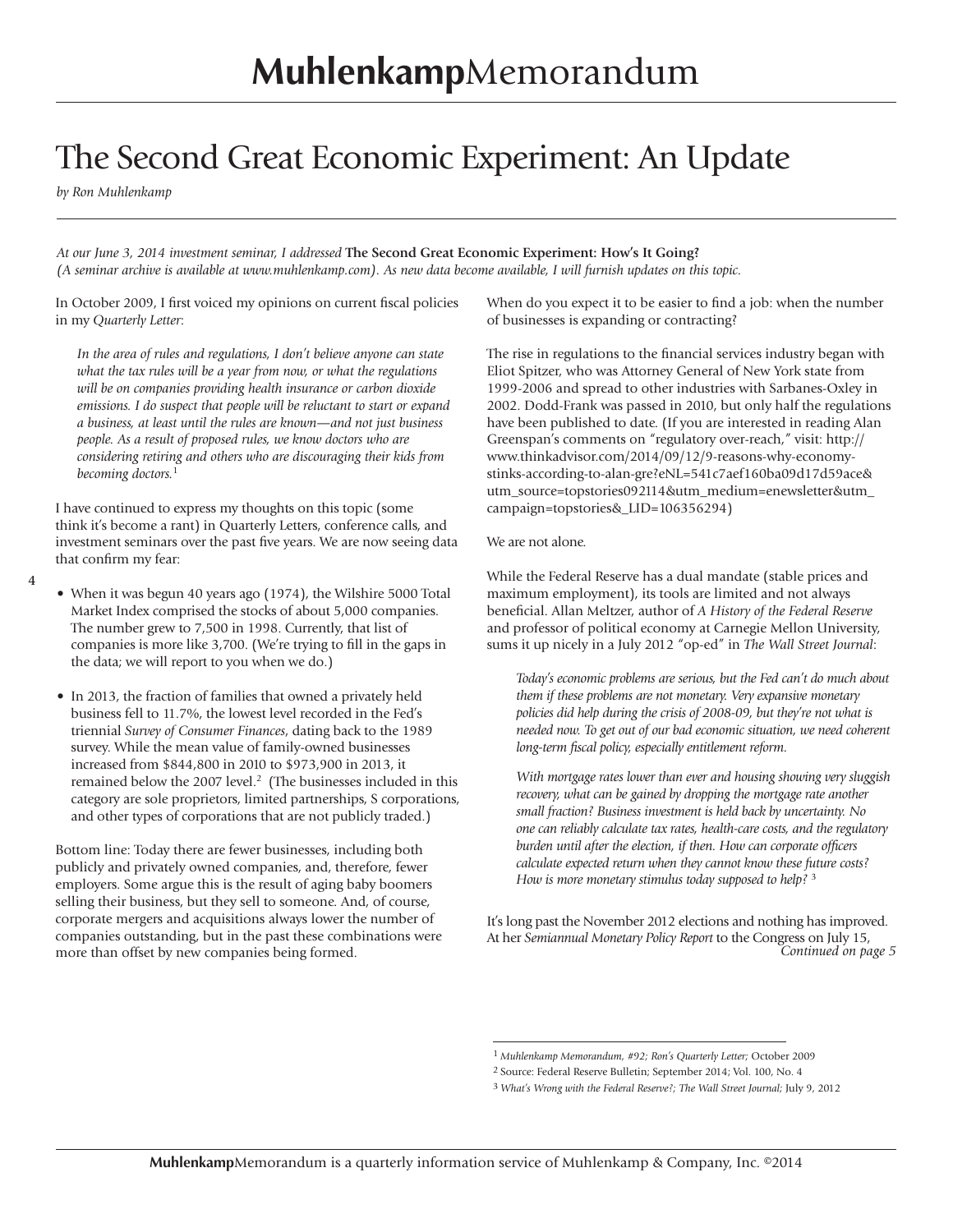# The Second Great Economic Experiment: An Update

*by Ron Muhlenkamp*

*At our June 3, 2014 investment seminar, I addressed* **The Second Great Economic Experiment: How's It Going?** *(A seminar archive is available at www.muhlenkamp.com). As new data become available, I will furnish updates on this topic.*

In October 2009, I first voiced my opinions on current fiscal policies in my *Quarterly Letter*:

> *In the area of rules and regulations, I don't believe anyone can state what the tax rules will be a year from now, or what the regulations will be on companies providing health insurance or carbon dioxide emissions. I do suspect that people will be reluctant to start or expand a business, at least until the rules are known—and not just business people. As a result of proposed rules, we know doctors who are considering retiring and others who are discouraging their kids from becoming doctors.*[1]

I have continued to express my thoughts on this topic (some think it's become a rant) in Quarterly Letters, conference calls, and investment seminars over the past five years. We are now seeing data that confirm my fear:

- When it was begun 40 years ago (1974), the Wilshire 5000 Total Market Index comprised the stocks of about 5,000 companies. The number grew to 7,500 in 1998. Currently, that list of companies is more like 3,700. (We're trying to fill in the gaps in the data; we will report to you when we do.)
- In 2013, the fraction of families that owned a privately held business fell to 11.7%, the lowest level recorded in the Fed's triennial *Survey of Consumer Finances*, dating back to the 1989 survey. While the mean value of family-owned businesses increased from \$844,800 in 2010 to \$973,900 in 2013, it remained below the 2007 level.[2] (The businesses included in this category are sole proprietors, limited partnerships, S corporations, and other types of corporations that are not publicly traded.)

Bottom line: Today there are fewer businesses, including both publicly and privately owned companies, and, therefore, fewer employers. Some argue this is the result of aging baby boomers selling their business, but they sell to someone. And, of course, corporate mergers and acquisitions always lower the number of companies outstanding, but in the past these combinations were more than offset by new companies being formed.

When do you expect it to be easier to find a job: when the number of businesses is expanding or contracting?

The rise in regulations to the financial services industry began with Eliot Spitzer, who was Attorney General of New York state from 1999-2006 and spread to other industries with Sarbanes-Oxley in 2002. Dodd-Frank was passed in 2010, but only half the regulations have been published to date. (If you are interested in reading Alan Greenspan's comments on "regulatory over-reach," visit: http://www.thinkadvisor.com/2014/09/12/9-reasons-why-economy-stinks-according-to-alan-gre?eNL=541c7aef160ba09d17d59ace&utm_source=topstories092114&utm_medium=enewsletter&utm_campaign=topstories&_LID=106356294)

We are not alone.

While the Federal Reserve has a dual mandate (stable prices and maximum employment), its tools are limited and not always beneficial. Allan Meltzer, author of *A History of the Federal Reserve* and professor of political economy at Carnegie Mellon University, sums it up nicely in a July 2012 "op-ed" in *The Wall Street Journal*:

> *Today's economic problems are serious, but the Fed can't do much about them if these problems are not monetary. Very expansive monetary policies did help during the crisis of 2008-09, but they're not what is needed now. To get out of our bad economic situation, we need coherent long-term fiscal policy, especially entitlement reform.*
>
> *With mortgage rates lower than ever and housing showing very sluggish recovery, what can be gained by dropping the mortgage rate another small fraction? Business investment is held back by uncertainty. No one can reliably calculate tax rates, health-care costs, and the regulatory burden until after the election, if then. How can corporate officers calculate expected return when they cannot know these future costs? How is more monetary stimulus today supposed to help?* [3]

It's long past the November 2012 elections and nothing has improved. At her *Semiannual Monetary Policy Report* to the Congress on July 15,

*Continued on page 5*

---

[1] *Muhlenkamp Memorandum, #92; Ron's Quarterly Letter;* October 2009

[2] Source: Federal Reserve Bulletin; September 2014; Vol. 100, No. 4

[3] *What's Wrong with the Federal Reserve?; The Wall Street Journal;* July 9, 2012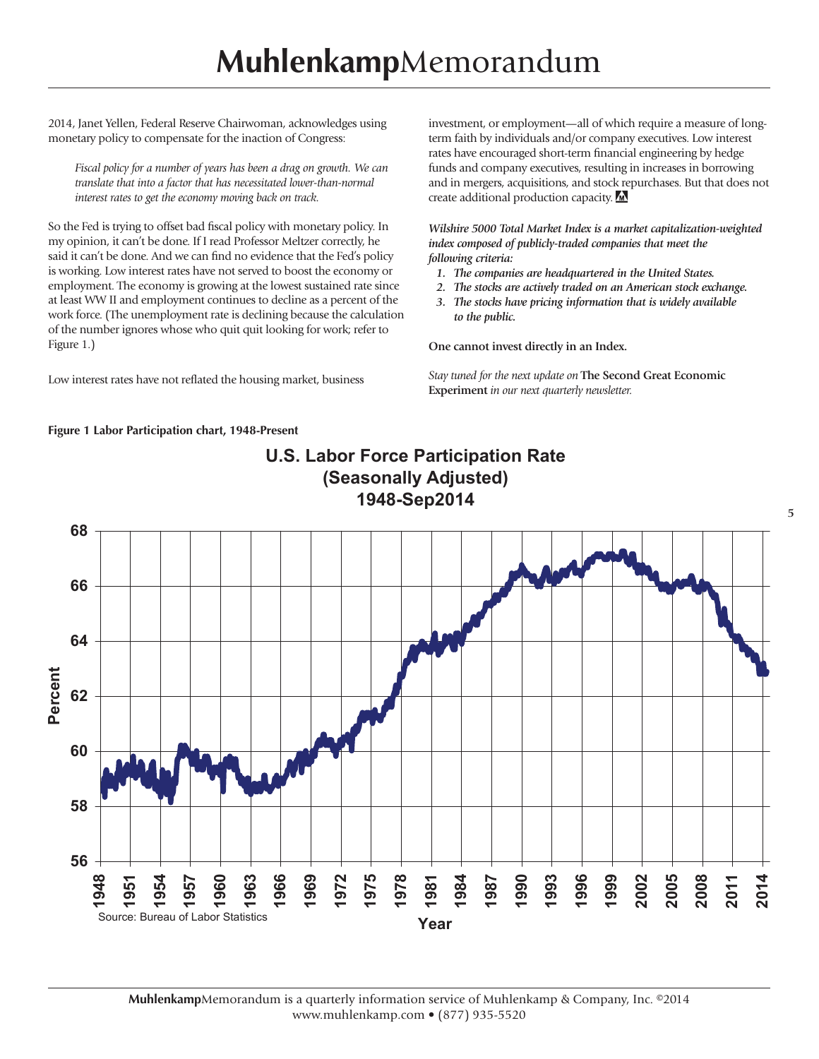2014, Janet Yellen, Federal Reserve Chairwoman, acknowledges using monetary policy to compensate for the inaction of Congress:

> *Fiscal policy for a number of years has been a drag on growth. We can translate that into a factor that has necessitated lower-than-normal interest rates to get the economy moving back on track.*

So the Fed is trying to offset bad fiscal policy with monetary policy. In my opinion, it can't be done. If I read Professor Meltzer correctly, he said it can't be done. And we can find no evidence that the Fed's policy is working. Low interest rates have not served to boost the economy or employment. The economy is growing at the lowest sustained rate since at least WW II and employment continues to decline as a percent of the work force. (The unemployment rate is declining because the calculation of the number ignores whose who quit quit looking for work; refer to Figure 1.)

Low interest rates have not reflated the housing market, business investment, or employment—all of which require a measure of long-term faith by individuals and/or company executives. Low interest rates have encouraged short-term financial engineering by hedge funds and company executives, resulting in increases in borrowing and in mergers, acquisitions, and stock repurchases. But that does not create additional production capacity.

***Wilshire 5000 Total Market Index is a market capitalization-weighted index composed of publicly-traded companies that meet the following criteria:***

1. ***The companies are headquartered in the United States.***
2. ***The stocks are actively traded on an American stock exchange.***
3. ***The stocks have pricing information that is widely available to the public.***

**One cannot invest directly in an Index.**

*Stay tuned for the next update on* **The Second Great Economic Experiment** *in our next quarterly newsletter.*

**Figure 1 Labor Participation chart, 1948-Present**

**U.S. Labor Force Participation Rate (Seasonally Adjusted) 1948-Sep2014**

Source: Bureau of Labor Statistics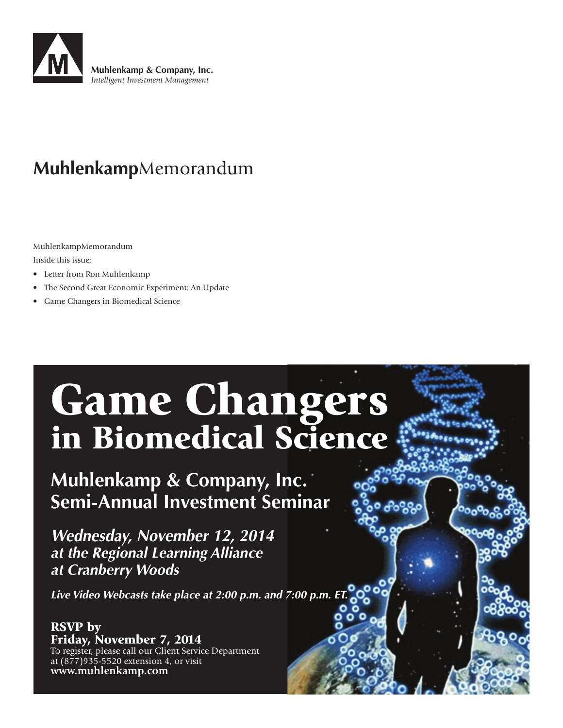**Muhlenkamp & Company, Inc.**
*Intelligent Investment Management*

# **Muhlenkamp**Memorandum

MuhlenkampMemorandum

Inside this issue:

- Letter from Ron Muhlenkamp
- The Second Great Economic Experiment: An Update
- Game Changers in Biomedical Science

# Game Changers in Biomedical Science

## Muhlenkamp & Company, Inc. Semi-Annual Investment Seminar

***Wednesday, November 12, 2014***
***at the Regional Learning Alliance at Cranberry Woods***

***Live Video Webcasts take place at 2:00 p.m. and 7:00 p.m. ET.***

**RSVP by Friday, November 7, 2014**

To register, please call our Client Service Department at (877)935-5520 extension 4, or visit **www.muhlenkamp.com**